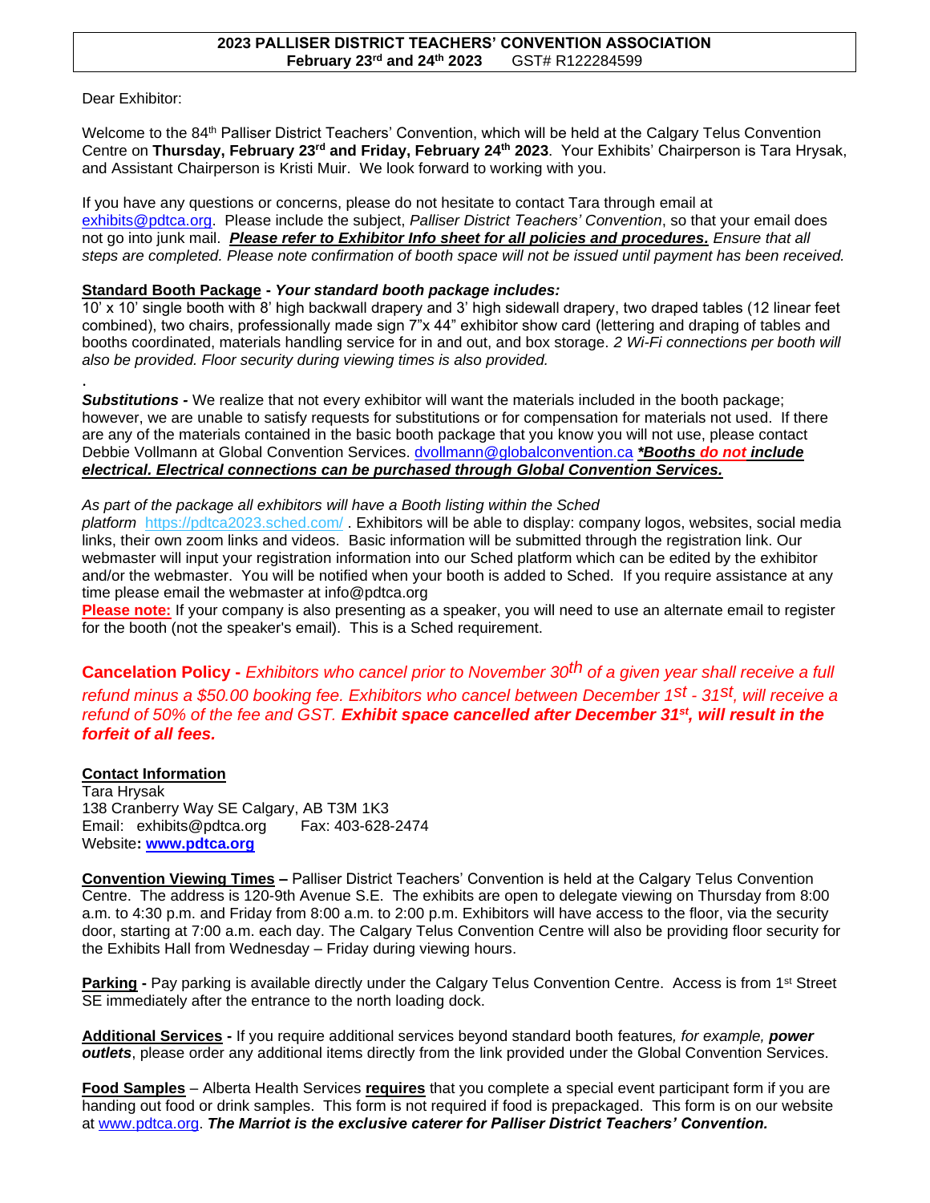**2023 PALLISER DISTRICT TEACHERS' CONVENTION ASSOCIATION**
**February 23rd and 24th 2023** GST# R122284599

Dear Exhibitor:

Welcome to the 84th Palliser District Teachers' Convention, which will be held at the Calgary Telus Convention Centre on **Thursday, February 23rd and Friday, February 24th 2023**. Your Exhibits' Chairperson is Tara Hrysak, and Assistant Chairperson is Kristi Muir. We look forward to working with you.

If you have any questions or concerns, please do not hesitate to contact Tara through email at exhibits@pdtca.org. Please include the subject, *Palliser District Teachers' Convention*, so that your email does not go into junk mail. ***Please refer to Exhibitor Info sheet for all policies and procedures.*** *Ensure that all steps are completed. Please note confirmation of booth space will not be issued until payment has been received.*

**Standard Booth Package** - ***Your standard booth package includes:***
10' x 10' single booth with 8' high backwall drapery and 3' high sidewall drapery, two draped tables (12 linear feet combined), two chairs, professionally made sign 7"x 44" exhibitor show card (lettering and draping of tables and booths coordinated, materials handling service for in and out, and box storage. *2 Wi-Fi connections per booth will also be provided. Floor security during viewing times is also provided.*

.

***Substitutions*** - We realize that not every exhibitor will want the materials included in the booth package; however, we are unable to satisfy requests for substitutions or for compensation for materials not used. If there are any of the materials contained in the basic booth package that you know you will not use, please contact Debbie Vollmann at Global Convention Services. dvollmann@globalconvention.ca ***\*Booths do not include electrical. Electrical connections can be purchased through Global Convention Services.***

*As part of the package all exhibitors will have a Booth listing within the Sched platform* https://pdtca2023.sched.com/ . Exhibitors will be able to display: company logos, websites, social media links, their own zoom links and videos. Basic information will be submitted through the registration link. Our webmaster will input your registration information into our Sched platform which can be edited by the exhibitor and/or the webmaster. You will be notified when your booth is added to Sched. If you require assistance at any time please email the webmaster at info@pdtca.org
**Please note:** If your company is also presenting as a speaker, you will need to use an alternate email to register for the booth (not the speaker's email). This is a Sched requirement.

**Cancelation Policy -** *Exhibitors who cancel prior to November 30th of a given year shall receive a full refund minus a $50.00 booking fee. Exhibitors who cancel between December 1st - 31st, will receive a refund of 50% of the fee and GST.* ***Exhibit space cancelled after December 31st, will result in the forfeit of all fees.***

**Contact Information**
Tara Hrysak
138 Cranberry Way SE Calgary, AB T3M 1K3
Email: exhibits@pdtca.org Fax: 403-628-2474
Website**: www.pdtca.org**

**Convention Viewing Times** – Palliser District Teachers' Convention is held at the Calgary Telus Convention Centre. The address is 120-9th Avenue S.E. The exhibits are open to delegate viewing on Thursday from 8:00 a.m. to 4:30 p.m. and Friday from 8:00 a.m. to 2:00 p.m. Exhibitors will have access to the floor, via the security door, starting at 7:00 a.m. each day. The Calgary Telus Convention Centre will also be providing floor security for the Exhibits Hall from Wednesday – Friday during viewing hours.

**Parking -** Pay parking is available directly under the Calgary Telus Convention Centre. Access is from 1st Street SE immediately after the entrance to the north loading dock.

**Additional Services -** If you require additional services beyond standard booth features*, for example,* ***power outlets***, please order any additional items directly from the link provided under the Global Convention Services.

**Food Samples** – Alberta Health Services **requires** that you complete a special event participant form if you are handing out food or drink samples. This form is not required if food is prepackaged. This form is on our website at www.pdtca.org. ***The Marriot is the exclusive caterer for Palliser District Teachers' Convention.***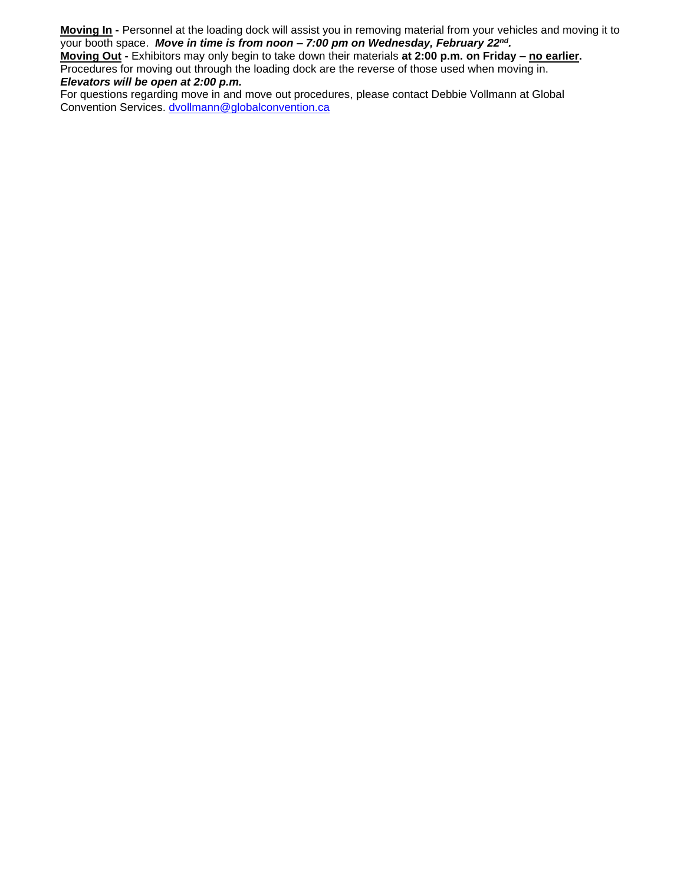**Moving In -** Personnel at the loading dock will assist you in removing material from your vehicles and moving it to your booth space. ***Move in time is from noon – 7:00 pm on Wednesday, February 22nd.***

**Moving Out -** Exhibitors may only begin to take down their materials **at 2:00 p.m. on Friday – no earlier.** Procedures for moving out through the loading dock are the reverse of those used when moving in.

***Elevators will be open at 2:00 p.m.***

For questions regarding move in and move out procedures, please contact Debbie Vollmann at Global Convention Services. dvollmann@globalconvention.ca